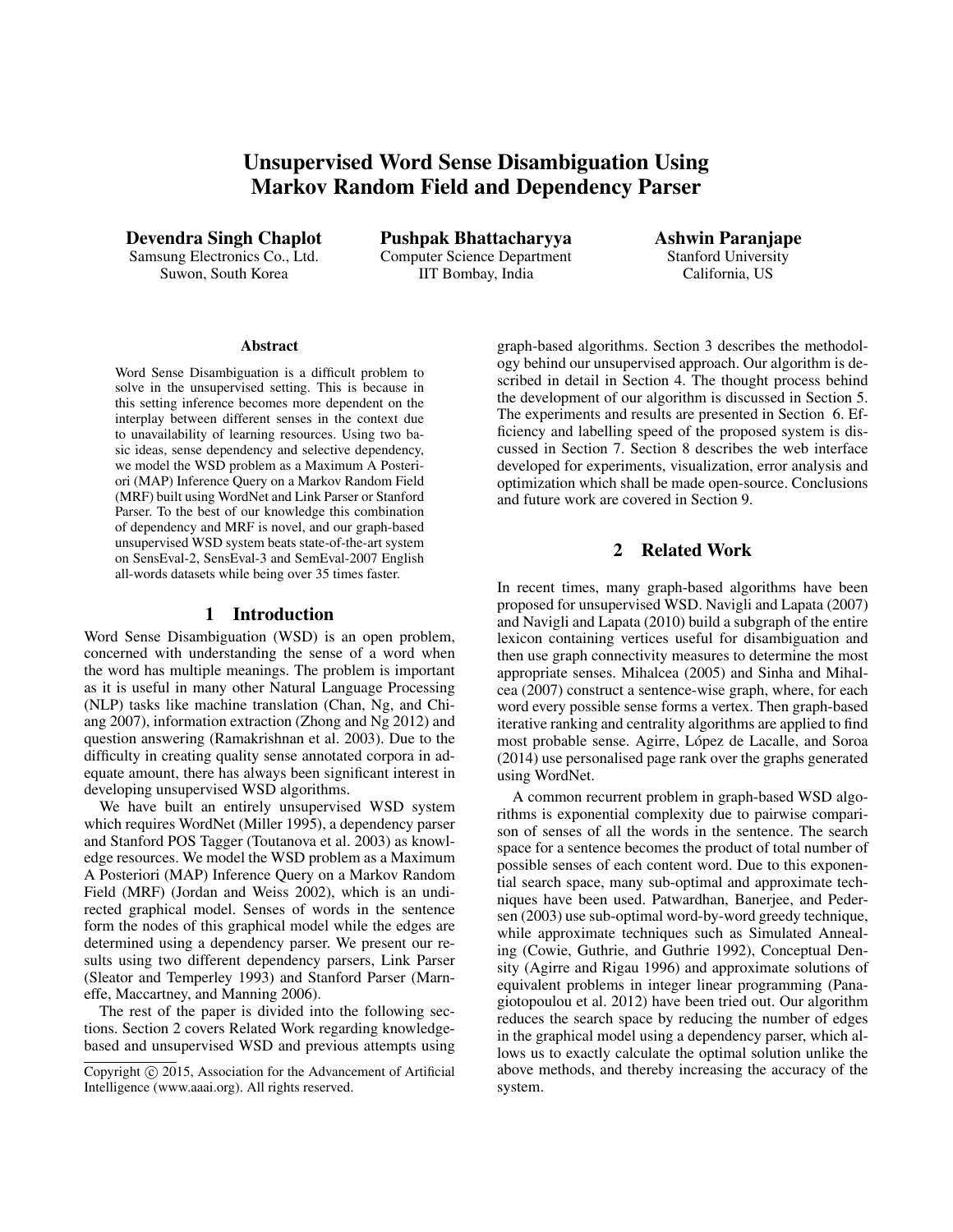# Unsupervised Word Sense Disambiguation Using Markov Random Field and Dependency Parser

**Devendra Singh Chaplot**
Samsung Electronics Co., Ltd.
Suwon, South Korea

**Pushpak Bhattacharyya**
Computer Science Department
IIT Bombay, India

**Ashwin Paranjape**
Stanford University
California, US

### Abstract

Word Sense Disambiguation is a difficult problem to solve in the unsupervised setting. This is because in this setting inference becomes more dependent on the interplay between different senses in the context due to unavailability of learning resources. Using two basic ideas, sense dependency and selective dependency, we model the WSD problem as a Maximum A Posteriori (MAP) Inference Query on a Markov Random Field (MRF) built using WordNet and Link Parser or Stanford Parser. To the best of our knowledge this combination of dependency and MRF is novel, and our graph-based unsupervised WSD system beats state-of-the-art system on SensEval-2, SensEval-3 and SemEval-2007 English all-words datasets while being over 35 times faster.

## 1 Introduction

Word Sense Disambiguation (WSD) is an open problem, concerned with understanding the sense of a word when the word has multiple meanings. The problem is important as it is useful in many other Natural Language Processing (NLP) tasks like machine translation (Chan, Ng, and Chiang 2007), information extraction (Zhong and Ng 2012) and question answering (Ramakrishnan et al. 2003). Due to the difficulty in creating quality sense annotated corpora in adequate amount, there has always been significant interest in developing unsupervised WSD algorithms.

We have built an entirely unsupervised WSD system which requires WordNet (Miller 1995), a dependency parser and Stanford POS Tagger (Toutanova et al. 2003) as knowledge resources. We model the WSD problem as a Maximum A Posteriori (MAP) Inference Query on a Markov Random Field (MRF) (Jordan and Weiss 2002), which is an undirected graphical model. Senses of words in the sentence form the nodes of this graphical model while the edges are determined using a dependency parser. We present our results using two different dependency parsers, Link Parser (Sleator and Temperley 1993) and Stanford Parser (Marneffe, Maccartney, and Manning 2006).

The rest of the paper is divided into the following sections. Section 2 covers Related Work regarding knowledge-based and unsupervised WSD and previous attempts using graph-based algorithms. Section 3 describes the methodology behind our unsupervised approach. Our algorithm is described in detail in Section 4. The thought process behind the development of our algorithm is discussed in Section 5. The experiments and results are presented in Section 6. Efficiency and labelling speed of the proposed system is discussed in Section 7. Section 8 describes the web interface developed for experiments, visualization, error analysis and optimization which shall be made open-source. Conclusions and future work are covered in Section 9.

## 2 Related Work

In recent times, many graph-based algorithms have been proposed for unsupervised WSD. Navigli and Lapata (2007) and Navigli and Lapata (2010) build a subgraph of the entire lexicon containing vertices useful for disambiguation and then use graph connectivity measures to determine the most appropriate senses. Mihalcea (2005) and Sinha and Mihalcea (2007) construct a sentence-wise graph, where, for each word every possible sense forms a vertex. Then graph-based iterative ranking and centrality algorithms are applied to find most probable sense. Agirre, López de Lacalle, and Soroa (2014) use personalised page rank over the graphs generated using WordNet.

A common recurrent problem in graph-based WSD algorithms is exponential complexity due to pairwise comparison of senses of all the words in the sentence. The search space for a sentence becomes the product of total number of possible senses of each content word. Due to this exponential search space, many sub-optimal and approximate techniques have been used. Patwardhan, Banerjee, and Pedersen (2003) use sub-optimal word-by-word greedy technique, while approximate techniques such as Simulated Annealing (Cowie, Guthrie, and Guthrie 1992), Conceptual Density (Agirre and Rigau 1996) and approximate solutions of equivalent problems in integer linear programming (Panagiotopoulou et al. 2012) have been tried out. Our algorithm reduces the search space by reducing the number of edges in the graphical model using a dependency parser, which allows us to exactly calculate the optimal solution unlike the above methods, and thereby increasing the accuracy of the system.

Copyright © 2015, Association for the Advancement of Artificial Intelligence (www.aaai.org). All rights reserved.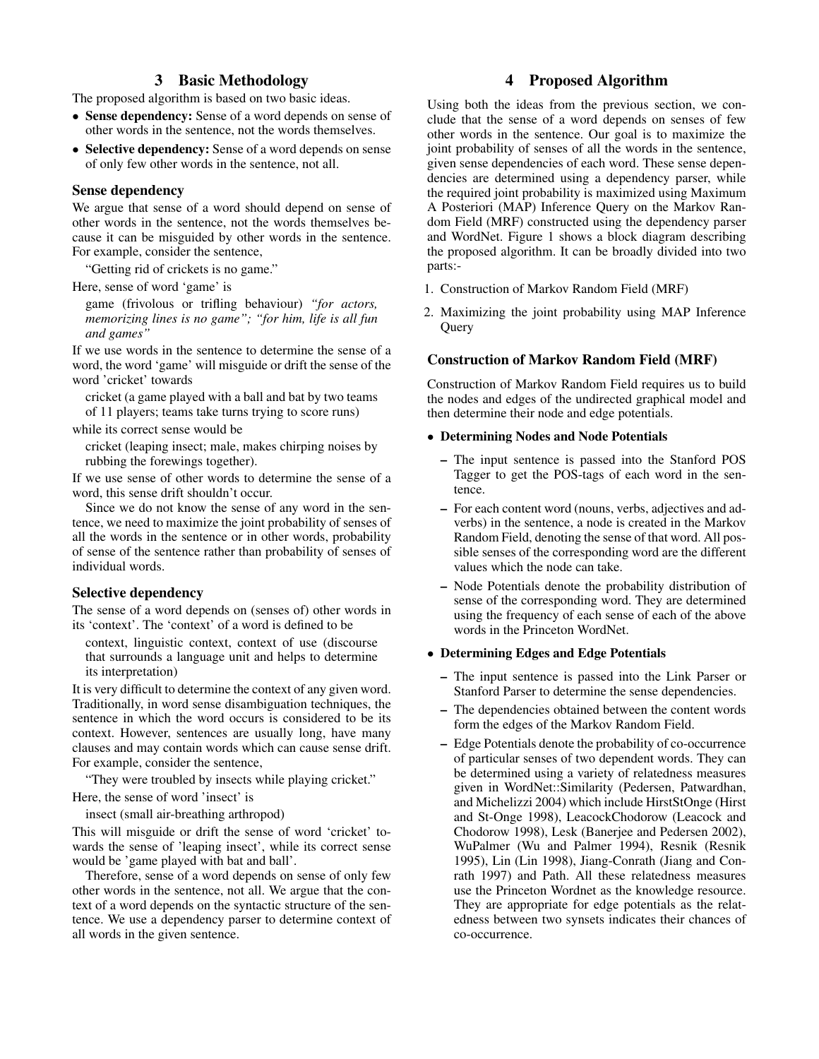## 3 Basic Methodology

The proposed algorithm is based on two basic ideas.

- **Sense dependency:** Sense of a word depends on sense of other words in the sentence, not the words themselves.
- **Selective dependency:** Sense of a word depends on sense of only few other words in the sentence, not all.

### Sense dependency

We argue that sense of a word should depend on sense of other words in the sentence, not the words themselves because it can be misguided by other words in the sentence. For example, consider the sentence,

"Getting rid of crickets is no game."

Here, sense of word 'game' is

game (frivolous or trifling behaviour) *"for actors, memorizing lines is no game"; "for him, life is all fun and games"*

If we use words in the sentence to determine the sense of a word, the word 'game' will misguide or drift the sense of the word 'cricket' towards

cricket (a game played with a ball and bat by two teams of 11 players; teams take turns trying to score runs)

while its correct sense would be

cricket (leaping insect; male, makes chirping noises by rubbing the forewings together).

If we use sense of other words to determine the sense of a word, this sense drift shouldn't occur.

Since we do not know the sense of any word in the sentence, we need to maximize the joint probability of senses of all the words in the sentence or in other words, probability of sense of the sentence rather than probability of senses of individual words.

### Selective dependency

The sense of a word depends on (senses of) other words in its 'context'. The 'context' of a word is defined to be

context, linguistic context, context of use (discourse that surrounds a language unit and helps to determine its interpretation)

It is very difficult to determine the context of any given word. Traditionally, in word sense disambiguation techniques, the sentence in which the word occurs is considered to be its context. However, sentences are usually long, have many clauses and may contain words which can cause sense drift. For example, consider the sentence,

"They were troubled by insects while playing cricket."

Here, the sense of word 'insect' is

insect (small air-breathing arthropod)

This will misguide or drift the sense of word 'cricket' towards the sense of 'leaping insect', while its correct sense would be 'game played with bat and ball'.

Therefore, sense of a word depends on sense of only few other words in the sentence, not all. We argue that the context of a word depends on the syntactic structure of the sentence. We use a dependency parser to determine context of all words in the given sentence.

## 4 Proposed Algorithm

Using both the ideas from the previous section, we conclude that the sense of a word depends on senses of few other words in the sentence. Our goal is to maximize the joint probability of senses of all the words in the sentence, given sense dependencies of each word. These sense dependencies are determined using a dependency parser, while the required joint probability is maximized using Maximum A Posteriori (MAP) Inference Query on the Markov Random Field (MRF) constructed using the dependency parser and WordNet. Figure 1 shows a block diagram describing the proposed algorithm. It can be broadly divided into two parts:-

1. Construction of Markov Random Field (MRF)
2. Maximizing the joint probability using MAP Inference Query

### Construction of Markov Random Field (MRF)

Construction of Markov Random Field requires us to build the nodes and edges of the undirected graphical model and then determine their node and edge potentials.

- **Determining Nodes and Node Potentials**
  - The input sentence is passed into the Stanford POS Tagger to get the POS-tags of each word in the sentence.
  - For each content word (nouns, verbs, adjectives and adverbs) in the sentence, a node is created in the Markov Random Field, denoting the sense of that word. All possible senses of the corresponding word are the different values which the node can take.
  - Node Potentials denote the probability distribution of sense of the corresponding word. They are determined using the frequency of each sense of each of the above words in the Princeton WordNet.
- **Determining Edges and Edge Potentials**
  - The input sentence is passed into the Link Parser or Stanford Parser to determine the sense dependencies.
  - The dependencies obtained between the content words form the edges of the Markov Random Field.
  - Edge Potentials denote the probability of co-occurrence of particular senses of two dependent words. They can be determined using a variety of relatedness measures given in WordNet::Similarity (Pedersen, Patwardhan, and Michelizzi 2004) which include HirstStOnge (Hirst and St-Onge 1998), LeacockChodorow (Leacock and Chodorow 1998), Lesk (Banerjee and Pedersen 2002), WuPalmer (Wu and Palmer 1994), Resnik (Resnik 1995), Lin (Lin 1998), Jiang-Conrath (Jiang and Conrath 1997) and Path. All these relatedness measures use the Princeton Wordnet as the knowledge resource. They are appropriate for edge potentials as the relatedness between two synsets indicates their chances of co-occurrence.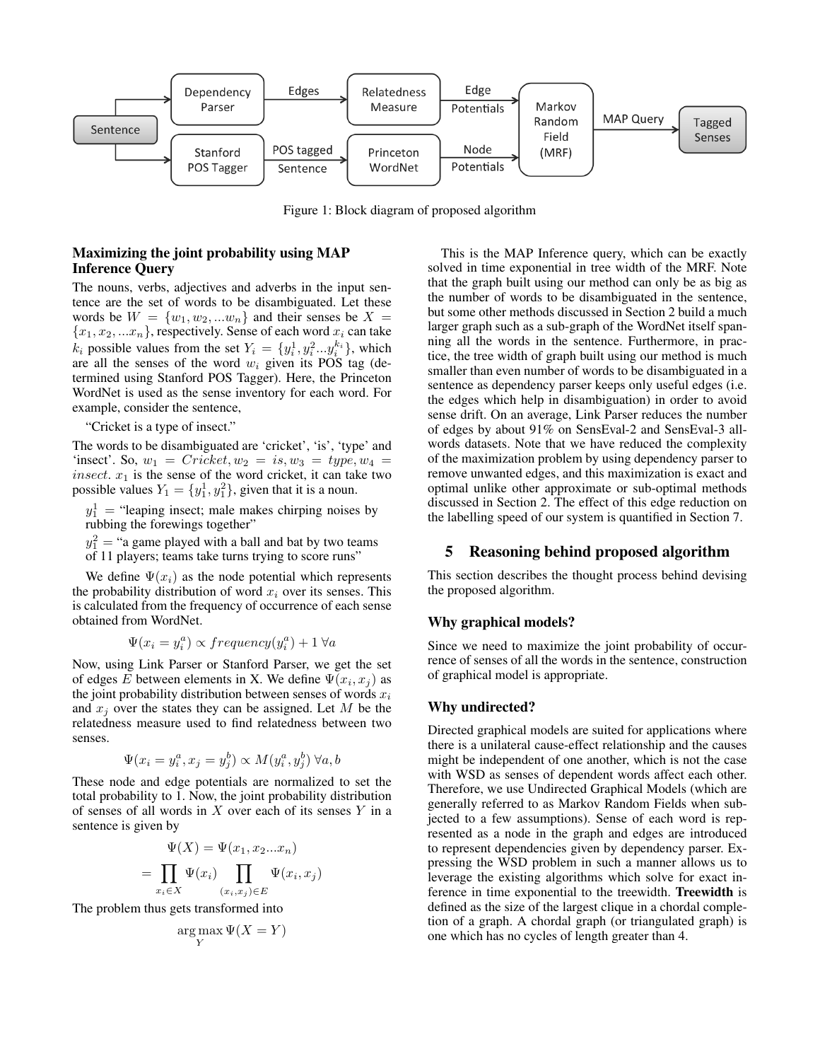Figure 1: Block diagram of proposed algorithm

### Maximizing the joint probability using MAP Inference Query

The nouns, verbs, adjectives and adverbs in the input sentence are the set of words to be disambiguated. Let these words be $W = \{w_1, w_2, ...w_n\}$ and their senses be $X = \{x_1, x_2, ...x_n\}$, respectively. Sense of each word $x_i$ can take $k_i$ possible values from the set $Y_i = \{y_i^1, y_i^2...y_i^{k_i}\}$, which are all the senses of the word $w_i$ given its POS tag (determined using Stanford POS Tagger). Here, the Princeton WordNet is used as the sense inventory for each word. For example, consider the sentence,

"Cricket is a type of insect."

The words to be disambiguated are 'cricket', 'is', 'type' and 'insect'. So, $w_1 = Cricket, w_2 = is, w_3 = type, w_4 = insect$. $x_1$ is the sense of the word cricket, it can take two possible values $Y_1 = \{y_1^1, y_1^2\}$, given that it is a noun.

$y_1^1$ = "leaping insect; male makes chirping noises by rubbing the forewings together"

$y_1^2$ = "a game played with a ball and bat by two teams of 11 players; teams take turns trying to score runs"

We define $\Psi(x_i)$ as the node potential which represents the probability distribution of word $x_i$ over its senses. This is calculated from the frequency of occurrence of each sense obtained from WordNet.

$$\Psi(x_i = y_i^a) \propto frequency(y_i^a) + 1 \;\forall a$$

Now, using Link Parser or Stanford Parser, we get the set of edges $E$ between elements in X. We define $\Psi(x_i, x_j)$ as the joint probability distribution between senses of words $x_i$ and $x_j$ over the states they can be assigned. Let $M$ be the relatedness measure used to find relatedness between two senses.

$$\Psi(x_i = y_i^a, x_j = y_j^b) \propto M(y_i^a, y_j^b) \;\forall a, b$$

These node and edge potentials are normalized to set the total probability to 1. Now, the joint probability distribution of senses of all words in $X$ over each of its senses $Y$ in a sentence is given by

$$\Psi(X) = \Psi(x_1, x_2...x_n)$$

$$= \prod_{x_i \in X} \Psi(x_i) \prod_{(x_i, x_j) \in E} \Psi(x_i, x_j)$$

The problem thus gets transformed into

$$\arg\max_{Y} \Psi(X = Y)$$

This is the MAP Inference query, which can be exactly solved in time exponential in tree width of the MRF. Note that the graph built using our method can only be as big as the number of words to be disambiguated in the sentence, but some other methods discussed in Section 2 build a much larger graph such as a sub-graph of the WordNet itself spanning all the words in the sentence. Furthermore, in practice, the tree width of graph built using our method is much smaller than even number of words to be disambiguated in a sentence as dependency parser keeps only useful edges (i.e. the edges which help in disambiguation) in order to avoid sense drift. On an average, Link Parser reduces the number of edges by about 91% on SensEval-2 and SensEval-3 all-words datasets. Note that we have reduced the complexity of the maximization problem by using dependency parser to remove unwanted edges, and this maximization is exact and optimal unlike other approximate or sub-optimal methods discussed in Section 2. The effect of this edge reduction on the labelling speed of our system is quantified in Section 7.

## 5 Reasoning behind proposed algorithm

This section describes the thought process behind devising the proposed algorithm.

### Why graphical models?

Since we need to maximize the joint probability of occurrence of senses of all the words in the sentence, construction of graphical model is appropriate.

### Why undirected?

Directed graphical models are suited for applications where there is a unilateral cause-effect relationship and the causes might be independent of one another, which is not the case with WSD as senses of dependent words affect each other. Therefore, we use Undirected Graphical Models (which are generally referred to as Markov Random Fields when subjected to a few assumptions). Sense of each word is represented as a node in the graph and edges are introduced to represent dependencies given by dependency parser. Expressing the WSD problem in such a manner allows us to leverage the existing algorithms which solve for exact inference in time exponential to the treewidth. **Treewidth** is defined as the size of the largest clique in a chordal completion of a graph. A chordal graph (or triangulated graph) is one which has no cycles of length greater than 4.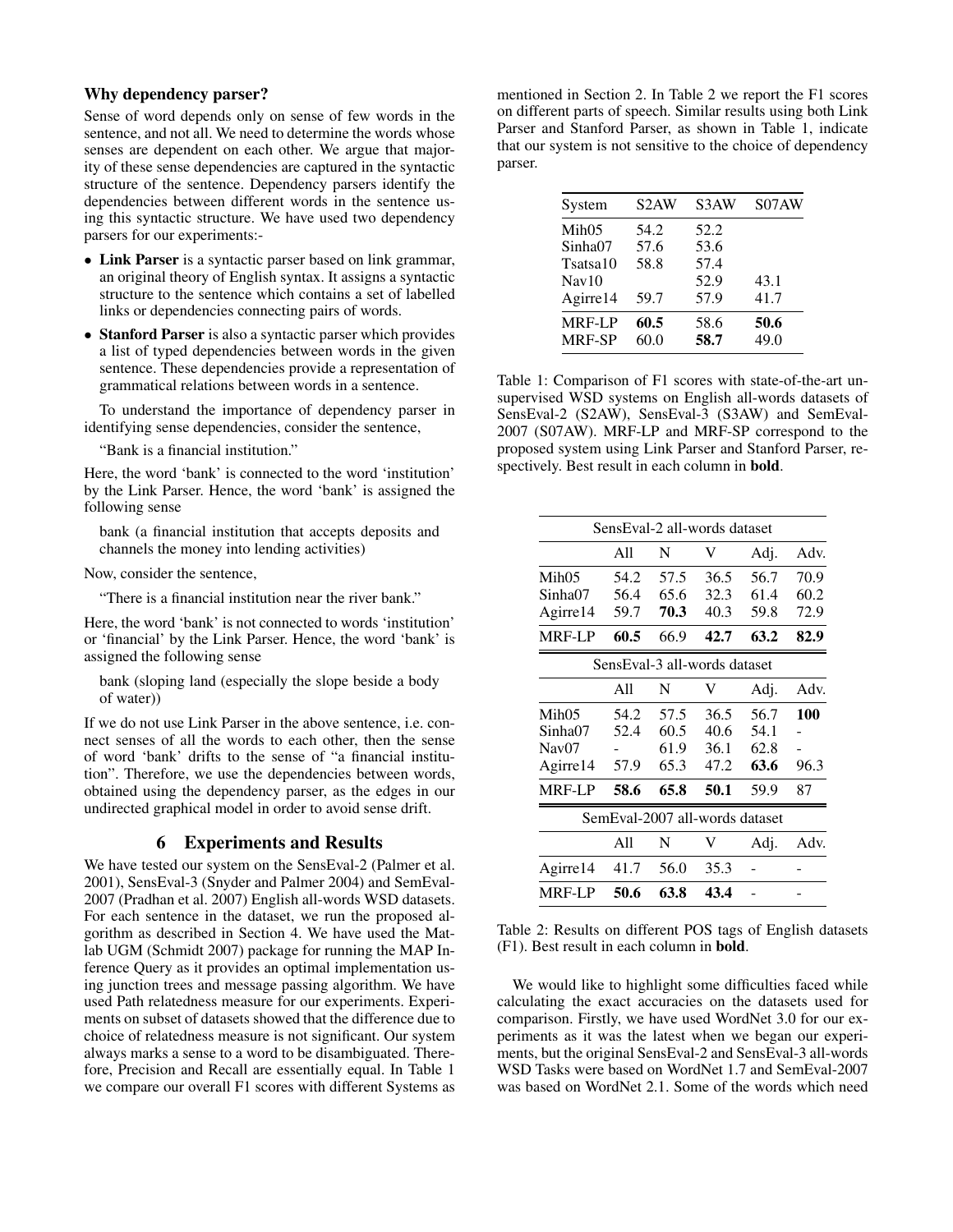### Why dependency parser?

Sense of word depends only on sense of few words in the sentence, and not all. We need to determine the words whose senses are dependent on each other. We argue that majority of these sense dependencies are captured in the syntactic structure of the sentence. Dependency parsers identify the dependencies between different words in the sentence using this syntactic structure. We have used two dependency parsers for our experiments:-

- **Link Parser** is a syntactic parser based on link grammar, an original theory of English syntax. It assigns a syntactic structure to the sentence which contains a set of labelled links or dependencies connecting pairs of words.
- **Stanford Parser** is also a syntactic parser which provides a list of typed dependencies between words in the given sentence. These dependencies provide a representation of grammatical relations between words in a sentence.

To understand the importance of dependency parser in identifying sense dependencies, consider the sentence,

"Bank is a financial institution."

Here, the word 'bank' is connected to the word 'institution' by the Link Parser. Hence, the word 'bank' is assigned the following sense

bank (a financial institution that accepts deposits and channels the money into lending activities)

Now, consider the sentence,

"There is a financial institution near the river bank."

Here, the word 'bank' is not connected to words 'institution' or 'financial' by the Link Parser. Hence, the word 'bank' is assigned the following sense

bank (sloping land (especially the slope beside a body of water))

If we do not use Link Parser in the above sentence, i.e. connect senses of all the words to each other, then the sense of word 'bank' drifts to the sense of "a financial institution". Therefore, we use the dependencies between words, obtained using the dependency parser, as the edges in our undirected graphical model in order to avoid sense drift.

## 6 Experiments and Results

We have tested our system on the SensEval-2 (Palmer et al. 2001), SensEval-3 (Snyder and Palmer 2004) and SemEval-2007 (Pradhan et al. 2007) English all-words WSD datasets. For each sentence in the dataset, we run the proposed algorithm as described in Section 4. We have used the Matlab UGM (Schmidt 2007) package for running the MAP Inference Query as it provides an optimal implementation using junction trees and message passing algorithm. We have used Path relatedness measure for our experiments. Experiments on subset of datasets showed that the difference due to choice of relatedness measure is not significant. Our system always marks a sense to a word to be disambiguated. Therefore, Precision and Recall are essentially equal. In Table 1 we compare our overall F1 scores with different Systems as mentioned in Section 2. In Table 2 we report the F1 scores on different parts of speech. Similar results using both Link Parser and Stanford Parser, as shown in Table 1, indicate that our system is not sensitive to the choice of dependency parser.

| System | S2AW | S3AW | S07AW |
|---|---|---|---|
| Mih05 | 54.2 | 52.2 | |
| Sinha07 | 57.6 | 53.6 | |
| Tsatsa10 | 58.8 | 57.4 | |
| Nav10 | | 52.9 | 43.1 |
| Agirre14 | 59.7 | 57.9 | 41.7 |
| MRF-LP | **60.5** | 58.6 | **50.6** |
| MRF-SP | 60.0 | **58.7** | 49.0 |

Table 1: Comparison of F1 scores with state-of-the-art unsupervised WSD systems on English all-words datasets of SensEval-2 (S2AW), SensEval-3 (S3AW) and SemEval-2007 (S07AW). MRF-LP and MRF-SP correspond to the proposed system using Link Parser and Stanford Parser, respectively. Best result in each column in **bold**.

| SensEval-2 all-words dataset | | | | | |
|---|---|---|---|---|---|
| | All | N | V | Adj. | Adv. |
| Mih05 | 54.2 | 57.5 | 36.5 | 56.7 | 70.9 |
| Sinha07 | 56.4 | 65.6 | 32.3 | 61.4 | 60.2 |
| Agirre14 | 59.7 | **70.3** | 40.3 | 59.8 | 72.9 |
| MRF-LP | **60.5** | 66.9 | **42.7** | **63.2** | **82.9** |
| **SensEval-3 all-words dataset** | | | | | |
| | All | N | V | Adj. | Adv. |
| Mih05 | 54.2 | 57.5 | 36.5 | 56.7 | **100** |
| Sinha07 | 52.4 | 60.5 | 40.6 | 54.1 | - |
| Nav07 | - | 61.9 | 36.1 | 62.8 | - |
| Agirre14 | 57.9 | 65.3 | 47.2 | **63.6** | 96.3 |
| MRF-LP | **58.6** | **65.8** | **50.1** | 59.9 | 87 |
| **SemEval-2007 all-words dataset** | | | | | |
| | All | N | V | Adj. | Adv. |
| Agirre14 | 41.7 | 56.0 | 35.3 | - | - |
| MRF-LP | **50.6** | **63.8** | **43.4** | - | - |

Table 2: Results on different POS tags of English datasets (F1). Best result in each column in **bold**.

We would like to highlight some difficulties faced while calculating the exact accuracies on the datasets used for comparison. Firstly, we have used WordNet 3.0 for our experiments as it was the latest when we began our experiments, but the original SensEval-2 and SensEval-3 all-words WSD Tasks were based on WordNet 1.7 and SemEval-2007 was based on WordNet 2.1. Some of the words which need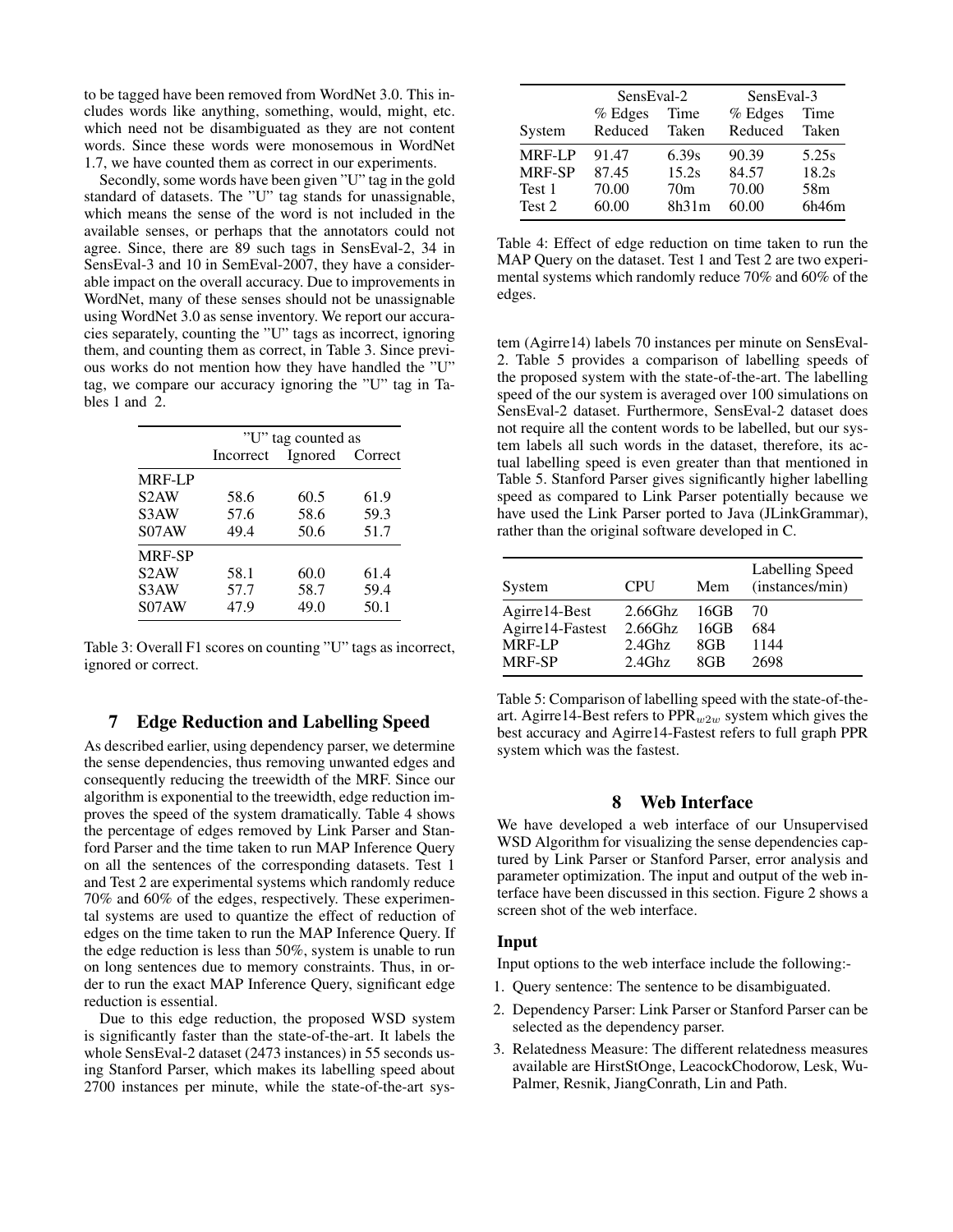to be tagged have been removed from WordNet 3.0. This includes words like anything, something, would, might, etc. which need not be disambiguated as they are not content words. Since these words were monosemous in WordNet 1.7, we have counted them as correct in our experiments.

Secondly, some words have been given "U" tag in the gold standard of datasets. The "U" tag stands for unassignable, which means the sense of the word is not included in the available senses, or perhaps that the annotators could not agree. Since, there are 89 such tags in SensEval-2, 34 in SensEval-3 and 10 in SemEval-2007, they have a considerable impact on the overall accuracy. Due to improvements in WordNet, many of these senses should not be unassignable using WordNet 3.0 as sense inventory. We report our accuracies separately, counting the "U" tags as incorrect, ignoring them, and counting them as correct, in Table 3. Since previous works do not mention how they have handled the "U" tag, we compare our accuracy ignoring the "U" tag in Tables 1 and 2.

| | "U" tag counted as | | |
|---|---|---|---|
| | Incorrect | Ignored | Correct |
| MRF-LP | | | |
| S2AW | 58.6 | 60.5 | 61.9 |
| S3AW | 57.6 | 58.6 | 59.3 |
| S07AW | 49.4 | 50.6 | 51.7 |
| MRF-SP | | | |
| S2AW | 58.1 | 60.0 | 61.4 |
| S3AW | 57.7 | 58.7 | 59.4 |
| S07AW | 47.9 | 49.0 | 50.1 |

Table 3: Overall F1 scores on counting "U" tags as incorrect, ignored or correct.

## 7 Edge Reduction and Labelling Speed

As described earlier, using dependency parser, we determine the sense dependencies, thus removing unwanted edges and consequently reducing the treewidth of the MRF. Since our algorithm is exponential to the treewidth, edge reduction improves the speed of the system dramatically. Table 4 shows the percentage of edges removed by Link Parser and Stanford Parser and the time taken to run MAP Inference Query on all the sentences of the corresponding datasets. Test 1 and Test 2 are experimental systems which randomly reduce 70% and 60% of the edges, respectively. These experimental systems are used to quantize the effect of reduction of edges on the time taken to run the MAP Inference Query. If the edge reduction is less than 50%, system is unable to run on long sentences due to memory constraints. Thus, in order to run the exact MAP Inference Query, significant edge reduction is essential.

Due to this edge reduction, the proposed WSD system is significantly faster than the state-of-the-art. It labels the whole SensEval-2 dataset (2473 instances) in 55 seconds using Stanford Parser, which makes its labelling speed about 2700 instances per minute, while the state-of-the-art system (Agirre14) labels 70 instances per minute on SensEval-2. Table 5 provides a comparison of labelling speeds of the proposed system with the state-of-the-art. The labelling speed of the our system is averaged over 100 simulations on SensEval-2 dataset. Furthermore, SensEval-2 dataset does not require all the content words to be labelled, but our system labels all such words in the dataset, therefore, its actual labelling speed is even greater than that mentioned in Table 5. Stanford Parser gives significantly higher labelling speed as compared to Link Parser potentially because we have used the Link Parser ported to Java (JLinkGrammar), rather than the original software developed in C.

| | SensEval-2 | | SensEval-3 | |
|---|---|---|---|---|
| System | % Edges Reduced | Time Taken | % Edges Reduced | Time Taken |
| MRF-LP | 91.47 | 6.39s | 90.39 | 5.25s |
| MRF-SP | 87.45 | 15.2s | 84.57 | 18.2s |
| Test 1 | 70.00 | 70m | 70.00 | 58m |
| Test 2 | 60.00 | 8h31m | 60.00 | 6h46m |

Table 4: Effect of edge reduction on time taken to run the MAP Query on the dataset. Test 1 and Test 2 are two experimental systems which randomly reduce 70% and 60% of the edges.

| System | CPU | Mem | Labelling Speed (instances/min) |
|---|---|---|---|
| Agirre14-Best | 2.66Ghz | 16GB | 70 |
| Agirre14-Fastest | 2.66Ghz | 16GB | 684 |
| MRF-LP | 2.4Ghz | 8GB | 1144 |
| MRF-SP | 2.4Ghz | 8GB | 2698 |

Table 5: Comparison of labelling speed with the state-of-the-art. Agirre14-Best refers to $\text{PPR}_{w2w}$ system which gives the best accuracy and Agirre14-Fastest refers to full graph PPR system which was the fastest.

## 8 Web Interface

We have developed a web interface of our Unsupervised WSD Algorithm for visualizing the sense dependencies captured by Link Parser or Stanford Parser, error analysis and parameter optimization. The input and output of the web interface have been discussed in this section. Figure 2 shows a screen shot of the web interface.

### Input

Input options to the web interface include the following:-

1. Query sentence: The sentence to be disambiguated.
2. Dependency Parser: Link Parser or Stanford Parser can be selected as the dependency parser.
3. Relatedness Measure: The different relatedness measures available are HirstStOnge, LeacockChodorow, Lesk, Wu-Palmer, Resnik, JiangConrath, Lin and Path.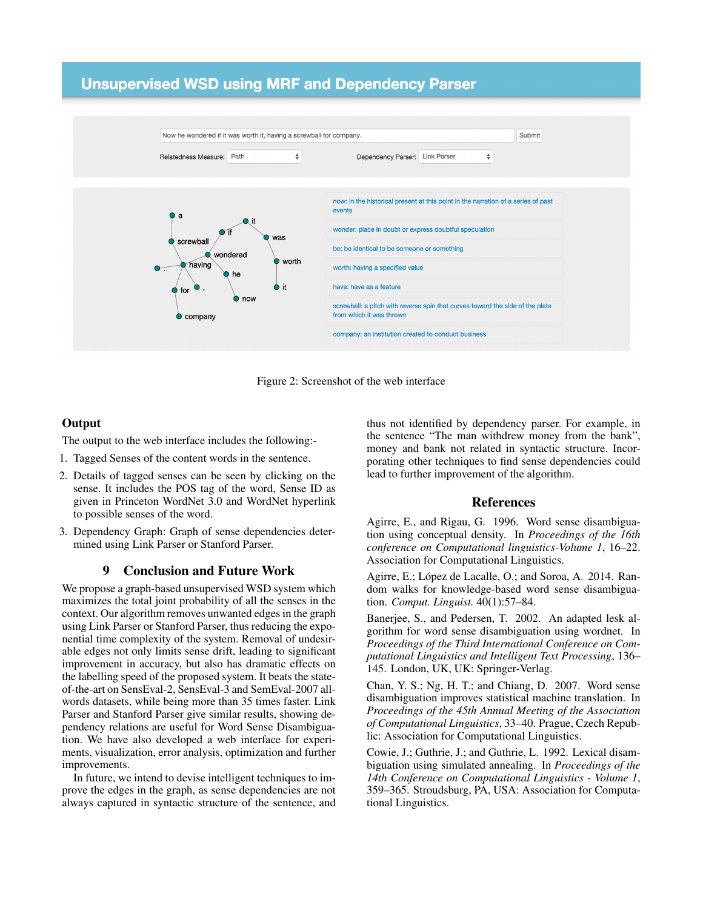Figure 2: Screenshot of the web interface

### Output

The output to the web interface includes the following:-

1. Tagged Senses of the content words in the sentence.
2. Details of tagged senses can be seen by clicking on the sense. It includes the POS tag of the word, Sense ID as given in Princeton WordNet 3.0 and WordNet hyperlink to possible senses of the word.
3. Dependency Graph: Graph of sense dependencies determined using Link Parser or Stanford Parser.

## 9 Conclusion and Future Work

We propose a graph-based unsupervised WSD system which maximizes the total joint probability of all the senses in the context. Our algorithm removes unwanted edges in the graph using Link Parser or Stanford Parser, thus reducing the exponential time complexity of the system. Removal of undesirable edges not only limits sense drift, leading to significant improvement in accuracy, but also has dramatic effects on the labelling speed of the proposed system. It beats the state-of-the-art on SensEval-2, SensEval-3 and SemEval-2007 all-words datasets, while being more than 35 times faster. Link Parser and Stanford Parser give similar results, showing dependency relations are useful for Word Sense Disambiguation. We have also developed a web interface for experiments, visualization, error analysis, optimization and further improvements.

In future, we intend to devise intelligent techniques to improve the edges in the graph, as sense dependencies are not always captured in syntactic structure of the sentence, and thus not identified by dependency parser. For example, in the sentence "The man withdrew money from the bank", money and bank not related in syntactic structure. Incorporating other techniques to find sense dependencies could lead to further improvement of the algorithm.

## References

Agirre, E., and Rigau, G. 1996. Word sense disambiguation using conceptual density. In *Proceedings of the 16th conference on Computational linguistics-Volume 1*, 16–22. Association for Computational Linguistics.

Agirre, E.; López de Lacalle, O.; and Soroa, A. 2014. Random walks for knowledge-based word sense disambiguation. *Comput. Linguist.* 40(1):57–84.

Banerjee, S., and Pedersen, T. 2002. An adapted lesk algorithm for word sense disambiguation using wordnet. In *Proceedings of the Third International Conference on Computational Linguistics and Intelligent Text Processing*, 136–145. London, UK, UK: Springer-Verlag.

Chan, Y. S.; Ng, H. T.; and Chiang, D. 2007. Word sense disambiguation improves statistical machine translation. In *Proceedings of the 45th Annual Meeting of the Association of Computational Linguistics*, 33–40. Prague, Czech Republic: Association for Computational Linguistics.

Cowie, J.; Guthrie, J.; and Guthrie, L. 1992. Lexical disambiguation using simulated annealing. In *Proceedings of the 14th Conference on Computational Linguistics - Volume 1*, 359–365. Stroudsburg, PA, USA: Association for Computational Linguistics.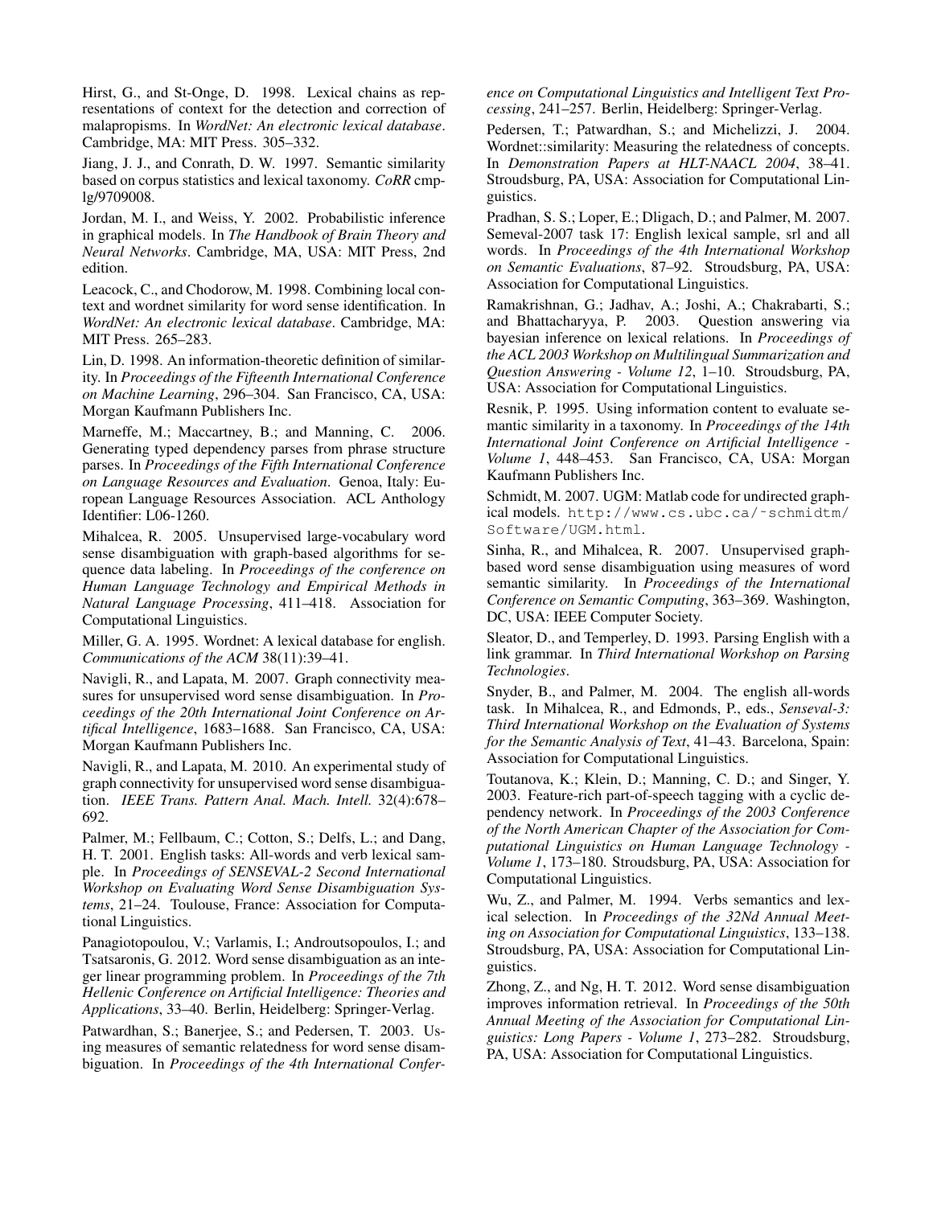Hirst, G., and St-Onge, D. 1998. Lexical chains as representations of context for the detection and correction of malapropisms. In *WordNet: An electronic lexical database*. Cambridge, MA: MIT Press. 305–332.

Jiang, J. J., and Conrath, D. W. 1997. Semantic similarity based on corpus statistics and lexical taxonomy. *CoRR* cmp-lg/9709008.

Jordan, M. I., and Weiss, Y. 2002. Probabilistic inference in graphical models. In *The Handbook of Brain Theory and Neural Networks*. Cambridge, MA, USA: MIT Press, 2nd edition.

Leacock, C., and Chodorow, M. 1998. Combining local context and wordnet similarity for word sense identification. In *WordNet: An electronic lexical database*. Cambridge, MA: MIT Press. 265–283.

Lin, D. 1998. An information-theoretic definition of similarity. In *Proceedings of the Fifteenth International Conference on Machine Learning*, 296–304. San Francisco, CA, USA: Morgan Kaufmann Publishers Inc.

Marneffe, M.; Maccartney, B.; and Manning, C. 2006. Generating typed dependency parses from phrase structure parses. In *Proceedings of the Fifth International Conference on Language Resources and Evaluation*. Genoa, Italy: European Language Resources Association. ACL Anthology Identifier: L06-1260.

Mihalcea, R. 2005. Unsupervised large-vocabulary word sense disambiguation with graph-based algorithms for sequence data labeling. In *Proceedings of the conference on Human Language Technology and Empirical Methods in Natural Language Processing*, 411–418. Association for Computational Linguistics.

Miller, G. A. 1995. Wordnet: A lexical database for english. *Communications of the ACM* 38(11):39–41.

Navigli, R., and Lapata, M. 2007. Graph connectivity measures for unsupervised word sense disambiguation. In *Proceedings of the 20th International Joint Conference on Artifical Intelligence*, 1683–1688. San Francisco, CA, USA: Morgan Kaufmann Publishers Inc.

Navigli, R., and Lapata, M. 2010. An experimental study of graph connectivity for unsupervised word sense disambiguation. *IEEE Trans. Pattern Anal. Mach. Intell.* 32(4):678–692.

Palmer, M.; Fellbaum, C.; Cotton, S.; Delfs, L.; and Dang, H. T. 2001. English tasks: All-words and verb lexical sample. In *Proceedings of SENSEVAL-2 Second International Workshop on Evaluating Word Sense Disambiguation Systems*, 21–24. Toulouse, France: Association for Computational Linguistics.

Panagiotopoulou, V.; Varlamis, I.; Androutsopoulos, I.; and Tsatsaronis, G. 2012. Word sense disambiguation as an integer linear programming problem. In *Proceedings of the 7th Hellenic Conference on Artificial Intelligence: Theories and Applications*, 33–40. Berlin, Heidelberg: Springer-Verlag.

Patwardhan, S.; Banerjee, S.; and Pedersen, T. 2003. Using measures of semantic relatedness for word sense disambiguation. In *Proceedings of the 4th International Conference on Computational Linguistics and Intelligent Text Processing*, 241–257. Berlin, Heidelberg: Springer-Verlag.

Pedersen, T.; Patwardhan, S.; and Michelizzi, J. 2004. Wordnet::similarity: Measuring the relatedness of concepts. In *Demonstration Papers at HLT-NAACL 2004*, 38–41. Stroudsburg, PA, USA: Association for Computational Linguistics.

Pradhan, S. S.; Loper, E.; Dligach, D.; and Palmer, M. 2007. Semeval-2007 task 17: English lexical sample, srl and all words. In *Proceedings of the 4th International Workshop on Semantic Evaluations*, 87–92. Stroudsburg, PA, USA: Association for Computational Linguistics.

Ramakrishnan, G.; Jadhav, A.; Joshi, A.; Chakrabarti, S.; and Bhattacharyya, P. 2003. Question answering via bayesian inference on lexical relations. In *Proceedings of the ACL 2003 Workshop on Multilingual Summarization and Question Answering - Volume 12*, 1–10. Stroudsburg, PA, USA: Association for Computational Linguistics.

Resnik, P. 1995. Using information content to evaluate semantic similarity in a taxonomy. In *Proceedings of the 14th International Joint Conference on Artificial Intelligence - Volume 1*, 448–453. San Francisco, CA, USA: Morgan Kaufmann Publishers Inc.

Schmidt, M. 2007. UGM: Matlab code for undirected graphical models. `http://www.cs.ubc.ca/~schmidtm/Software/UGM.html`.

Sinha, R., and Mihalcea, R. 2007. Unsupervised graph-based word sense disambiguation using measures of word semantic similarity. In *Proceedings of the International Conference on Semantic Computing*, 363–369. Washington, DC, USA: IEEE Computer Society.

Sleator, D., and Temperley, D. 1993. Parsing English with a link grammar. In *Third International Workshop on Parsing Technologies*.

Snyder, B., and Palmer, M. 2004. The english all-words task. In Mihalcea, R., and Edmonds, P., eds., *Senseval-3: Third International Workshop on the Evaluation of Systems for the Semantic Analysis of Text*, 41–43. Barcelona, Spain: Association for Computational Linguistics.

Toutanova, K.; Klein, D.; Manning, C. D.; and Singer, Y. 2003. Feature-rich part-of-speech tagging with a cyclic dependency network. In *Proceedings of the 2003 Conference of the North American Chapter of the Association for Computational Linguistics on Human Language Technology - Volume 1*, 173–180. Stroudsburg, PA, USA: Association for Computational Linguistics.

Wu, Z., and Palmer, M. 1994. Verbs semantics and lexical selection. In *Proceedings of the 32Nd Annual Meeting on Association for Computational Linguistics*, 133–138. Stroudsburg, PA, USA: Association for Computational Linguistics.

Zhong, Z., and Ng, H. T. 2012. Word sense disambiguation improves information retrieval. In *Proceedings of the 50th Annual Meeting of the Association for Computational Linguistics: Long Papers - Volume 1*, 273–282. Stroudsburg, PA, USA: Association for Computational Linguistics.